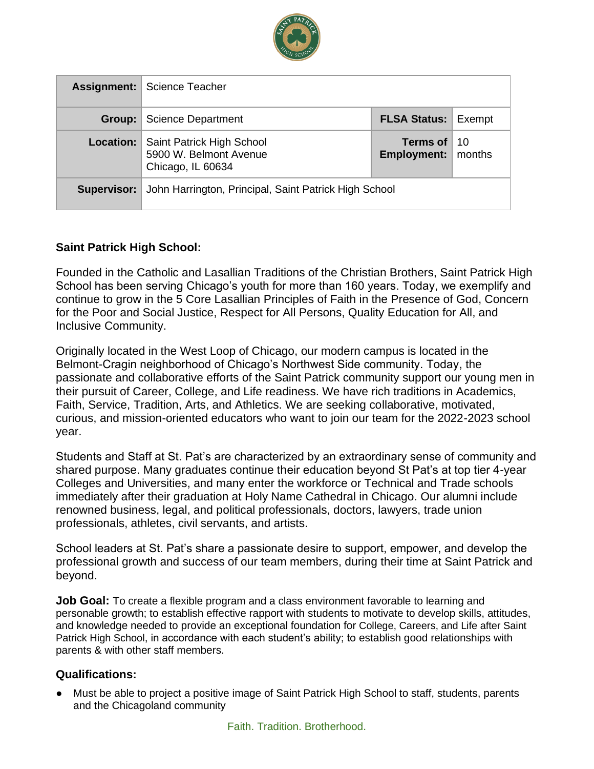| | | | |
|---|---|---|---|
| **Assignment:** | Science Teacher | | |
| **Group:** | Science Department | **FLSA Status:** | Exempt |
| **Location:** | Saint Patrick High School<br>5900 W. Belmont Avenue<br>Chicago, IL 60634 | **Terms of Employment:** | 10 months |
| **Supervisor:** | John Harrington, Principal, Saint Patrick High School | | |

**Saint Patrick High School:**

Founded in the Catholic and Lasallian Traditions of the Christian Brothers, Saint Patrick High School has been serving Chicago's youth for more than 160 years. Today, we exemplify and continue to grow in the 5 Core Lasallian Principles of Faith in the Presence of God, Concern for the Poor and Social Justice, Respect for All Persons, Quality Education for All, and Inclusive Community.

Originally located in the West Loop of Chicago, our modern campus is located in the Belmont-Cragin neighborhood of Chicago's Northwest Side community. Today, the passionate and collaborative efforts of the Saint Patrick community support our young men in their pursuit of Career, College, and Life readiness. We have rich traditions in Academics, Faith, Service, Tradition, Arts, and Athletics. We are seeking collaborative, motivated, curious, and mission-oriented educators who want to join our team for the 2022-2023 school year.

Students and Staff at St. Pat's are characterized by an extraordinary sense of community and shared purpose. Many graduates continue their education beyond St Pat's at top tier 4-year Colleges and Universities, and many enter the workforce or Technical and Trade schools immediately after their graduation at Holy Name Cathedral in Chicago. Our alumni include renowned business, legal, and political professionals, doctors, lawyers, trade union professionals, athletes, civil servants, and artists.

School leaders at St. Pat's share a passionate desire to support, empower, and develop the professional growth and success of our team members, during their time at Saint Patrick and beyond.

**Job Goal:** To create a flexible program and a class environment favorable to learning and personable growth; to establish effective rapport with students to motivate to develop skills, attitudes, and knowledge needed to provide an exceptional foundation for College, Careers, and Life after Saint Patrick High School, in accordance with each student's ability; to establish good relationships with parents & with other staff members.

## Qualifications:

- Must be able to project a positive image of Saint Patrick High School to staff, students, parents and the Chicagoland community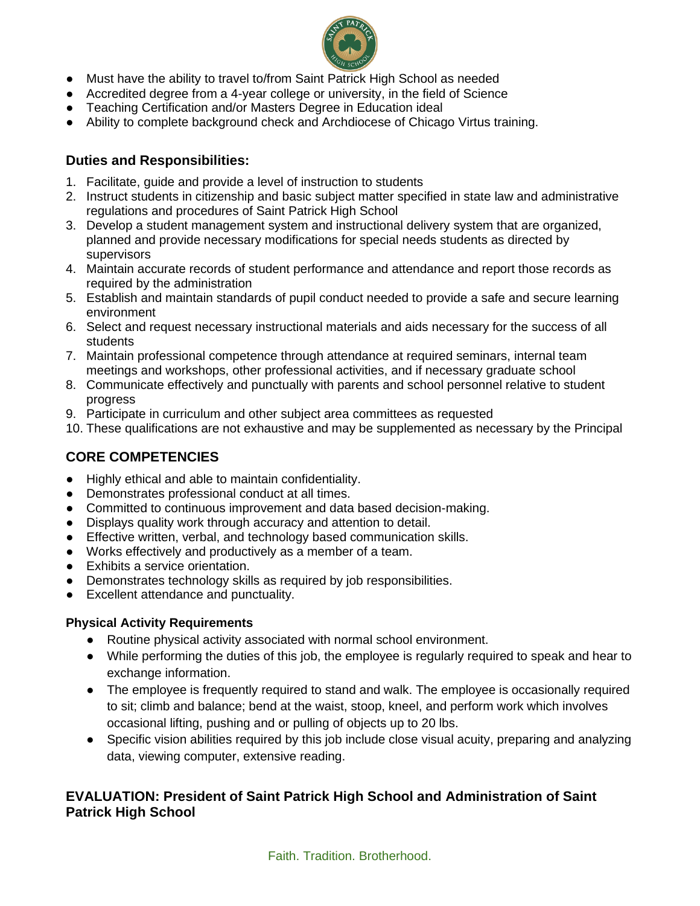- Must have the ability to travel to/from Saint Patrick High School as needed
- Accredited degree from a 4-year college or university, in the field of Science
- Teaching Certification and/or Masters Degree in Education ideal
- Ability to complete background check and Archdiocese of Chicago Virtus training.

### Duties and Responsibilities:

1. Facilitate, guide and provide a level of instruction to students
2. Instruct students in citizenship and basic subject matter specified in state law and administrative regulations and procedures of Saint Patrick High School
3. Develop a student management system and instructional delivery system that are organized, planned and provide necessary modifications for special needs students as directed by supervisors
4. Maintain accurate records of student performance and attendance and report those records as required by the administration
5. Establish and maintain standards of pupil conduct needed to provide a safe and secure learning environment
6. Select and request necessary instructional materials and aids necessary for the success of all students
7. Maintain professional competence through attendance at required seminars, internal team meetings and workshops, other professional activities, and if necessary graduate school
8. Communicate effectively and punctually with parents and school personnel relative to student progress
9. Participate in curriculum and other subject area committees as requested
10. These qualifications are not exhaustive and may be supplemented as necessary by the Principal

## CORE COMPETENCIES

- Highly ethical and able to maintain confidentiality.
- Demonstrates professional conduct at all times.
- Committed to continuous improvement and data based decision-making.
- Displays quality work through accuracy and attention to detail.
- Effective written, verbal, and technology based communication skills.
- Works effectively and productively as a member of a team.
- Exhibits a service orientation.
- Demonstrates technology skills as required by job responsibilities.
- Excellent attendance and punctuality.

#### Physical Activity Requirements

- Routine physical activity associated with normal school environment.
- While performing the duties of this job, the employee is regularly required to speak and hear to exchange information.
- The employee is frequently required to stand and walk. The employee is occasionally required to sit; climb and balance; bend at the waist, stoop, kneel, and perform work which involves occasional lifting, pushing and or pulling of objects up to 20 lbs.
- Specific vision abilities required by this job include close visual acuity, preparing and analyzing data, viewing computer, extensive reading.

### EVALUATION: President of Saint Patrick High School and Administration of Saint Patrick High School

Faith. Tradition. Brotherhood.